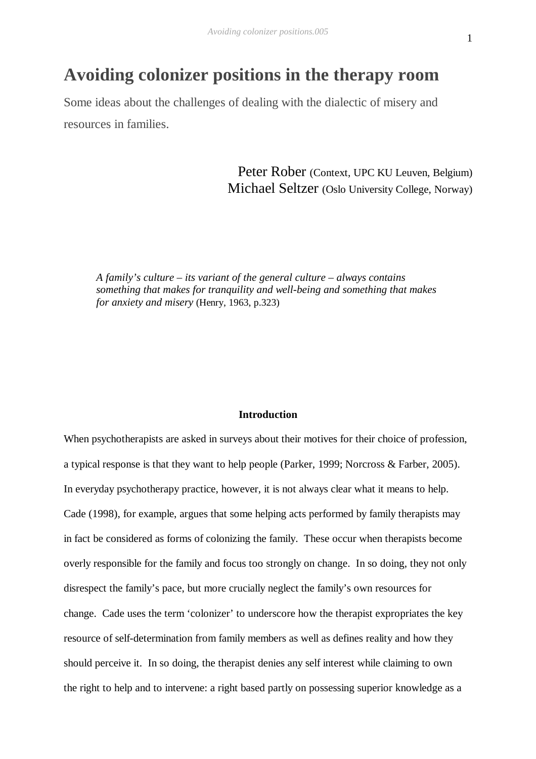# Avoiding colonizer positions in the therapy room

Some ideas about the challenges of dealing with the dialectic of misery and resources in families.

Peter Rober (Context, UPC KU Leuven, Belgium)
Michael Seltzer (Oslo University College, Norway)

> *A family's culture – its variant of the general culture – always contains something that makes for tranquility and well-being and something that makes for anxiety and misery* (Henry, 1963, p.323)

## Introduction

When psychotherapists are asked in surveys about their motives for their choice of profession, a typical response is that they want to help people (Parker, 1999; Norcross & Farber, 2005). In everyday psychotherapy practice, however, it is not always clear what it means to help. Cade (1998), for example, argues that some helping acts performed by family therapists may in fact be considered as forms of colonizing the family. These occur when therapists become overly responsible for the family and focus too strongly on change. In so doing, they not only disrespect the family's pace, but more crucially neglect the family's own resources for change. Cade uses the term 'colonizer' to underscore how the therapist expropriates the key resource of self-determination from family members as well as defines reality and how they should perceive it. In so doing, the therapist denies any self interest while claiming to own the right to help and to intervene: a right based partly on possessing superior knowledge as a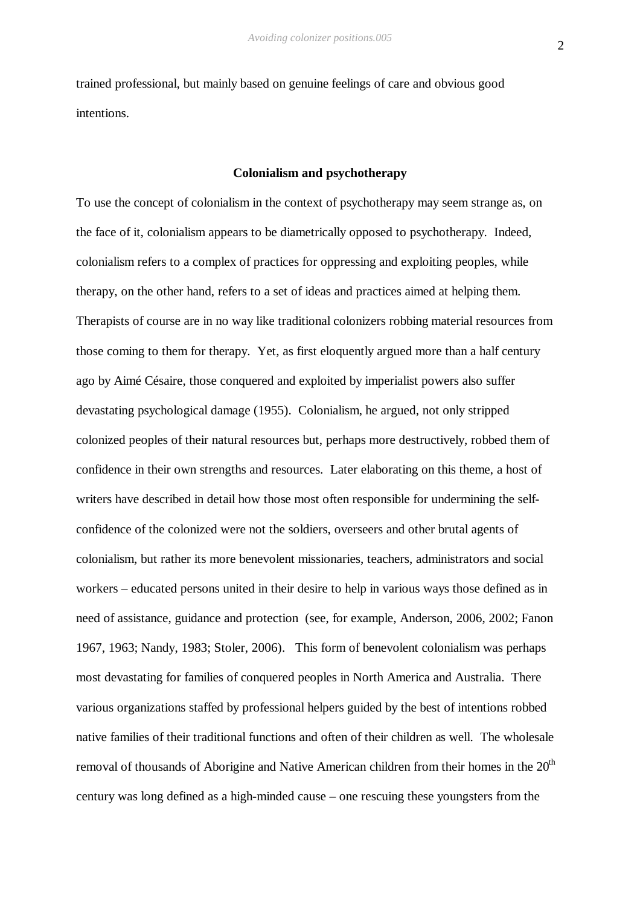trained professional, but mainly based on genuine feelings of care and obvious good intentions.

## Colonialism and psychotherapy

To use the concept of colonialism in the context of psychotherapy may seem strange as, on the face of it, colonialism appears to be diametrically opposed to psychotherapy. Indeed, colonialism refers to a complex of practices for oppressing and exploiting peoples, while therapy, on the other hand, refers to a set of ideas and practices aimed at helping them. Therapists of course are in no way like traditional colonizers robbing material resources from those coming to them for therapy. Yet, as first eloquently argued more than a half century ago by Aimé Césaire, those conquered and exploited by imperialist powers also suffer devastating psychological damage (1955). Colonialism, he argued, not only stripped colonized peoples of their natural resources but, perhaps more destructively, robbed them of confidence in their own strengths and resources. Later elaborating on this theme, a host of writers have described in detail how those most often responsible for undermining the self-confidence of the colonized were not the soldiers, overseers and other brutal agents of colonialism, but rather its more benevolent missionaries, teachers, administrators and social workers – educated persons united in their desire to help in various ways those defined as in need of assistance, guidance and protection (see, for example, Anderson, 2006, 2002; Fanon 1967, 1963; Nandy, 1983; Stoler, 2006). This form of benevolent colonialism was perhaps most devastating for families of conquered peoples in North America and Australia. There various organizations staffed by professional helpers guided by the best of intentions robbed native families of their traditional functions and often of their children as well. The wholesale removal of thousands of Aborigine and Native American children from their homes in the 20th century was long defined as a high-minded cause – one rescuing these youngsters from the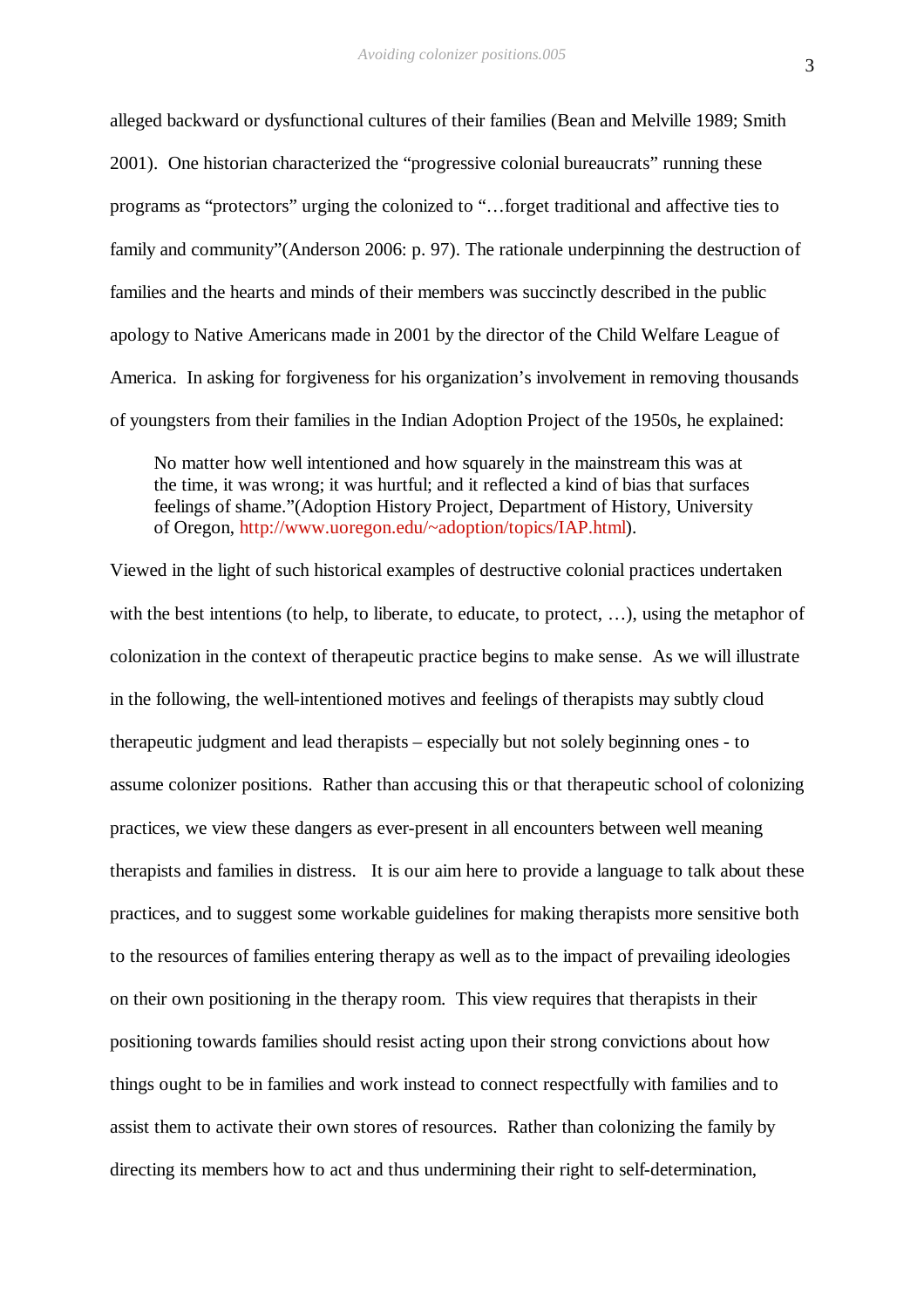alleged backward or dysfunctional cultures of their families (Bean and Melville 1989; Smith 2001). One historian characterized the "progressive colonial bureaucrats" running these programs as "protectors" urging the colonized to "…forget traditional and affective ties to family and community"(Anderson 2006: p. 97). The rationale underpinning the destruction of families and the hearts and minds of their members was succinctly described in the public apology to Native Americans made in 2001 by the director of the Child Welfare League of America. In asking for forgiveness for his organization's involvement in removing thousands of youngsters from their families in the Indian Adoption Project of the 1950s, he explained:

> No matter how well intentioned and how squarely in the mainstream this was at the time, it was wrong; it was hurtful; and it reflected a kind of bias that surfaces feelings of shame."(Adoption History Project, Department of History, University of Oregon, http://www.uoregon.edu/~adoption/topics/IAP.html).

Viewed in the light of such historical examples of destructive colonial practices undertaken with the best intentions (to help, to liberate, to educate, to protect, …), using the metaphor of colonization in the context of therapeutic practice begins to make sense. As we will illustrate in the following, the well-intentioned motives and feelings of therapists may subtly cloud therapeutic judgment and lead therapists – especially but not solely beginning ones - to assume colonizer positions. Rather than accusing this or that therapeutic school of colonizing practices, we view these dangers as ever-present in all encounters between well meaning therapists and families in distress. It is our aim here to provide a language to talk about these practices, and to suggest some workable guidelines for making therapists more sensitive both to the resources of families entering therapy as well as to the impact of prevailing ideologies on their own positioning in the therapy room. This view requires that therapists in their positioning towards families should resist acting upon their strong convictions about how things ought to be in families and work instead to connect respectfully with families and to assist them to activate their own stores of resources. Rather than colonizing the family by directing its members how to act and thus undermining their right to self-determination,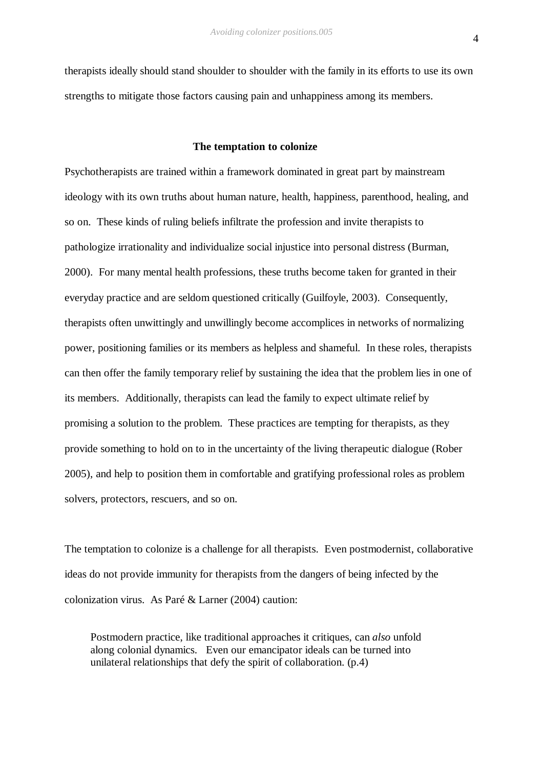therapists ideally should stand shoulder to shoulder with the family in its efforts to use its own strengths to mitigate those factors causing pain and unhappiness among its members.

## The temptation to colonize

Psychotherapists are trained within a framework dominated in great part by mainstream ideology with its own truths about human nature, health, happiness, parenthood, healing, and so on. These kinds of ruling beliefs infiltrate the profession and invite therapists to pathologize irrationality and individualize social injustice into personal distress (Burman, 2000). For many mental health professions, these truths become taken for granted in their everyday practice and are seldom questioned critically (Guilfoyle, 2003). Consequently, therapists often unwittingly and unwillingly become accomplices in networks of normalizing power, positioning families or its members as helpless and shameful. In these roles, therapists can then offer the family temporary relief by sustaining the idea that the problem lies in one of its members. Additionally, therapists can lead the family to expect ultimate relief by promising a solution to the problem. These practices are tempting for therapists, as they provide something to hold on to in the uncertainty of the living therapeutic dialogue (Rober 2005), and help to position them in comfortable and gratifying professional roles as problem solvers, protectors, rescuers, and so on.

The temptation to colonize is a challenge for all therapists. Even postmodernist, collaborative ideas do not provide immunity for therapists from the dangers of being infected by the colonization virus. As Paré & Larner (2004) caution:

> Postmodern practice, like traditional approaches it critiques, can *also* unfold along colonial dynamics. Even our emancipator ideals can be turned into unilateral relationships that defy the spirit of collaboration. (p.4)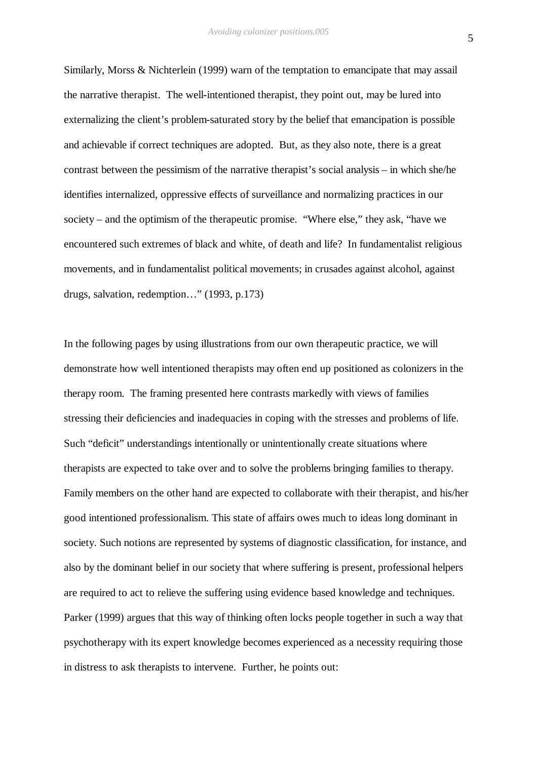Similarly, Morss & Nichterlein (1999) warn of the temptation to emancipate that may assail the narrative therapist. The well-intentioned therapist, they point out, may be lured into externalizing the client's problem-saturated story by the belief that emancipation is possible and achievable if correct techniques are adopted. But, as they also note, there is a great contrast between the pessimism of the narrative therapist's social analysis – in which she/he identifies internalized, oppressive effects of surveillance and normalizing practices in our society – and the optimism of the therapeutic promise. "Where else," they ask, "have we encountered such extremes of black and white, of death and life? In fundamentalist religious movements, and in fundamentalist political movements; in crusades against alcohol, against drugs, salvation, redemption…" (1993, p.173)

In the following pages by using illustrations from our own therapeutic practice, we will demonstrate how well intentioned therapists may often end up positioned as colonizers in the therapy room. The framing presented here contrasts markedly with views of families stressing their deficiencies and inadequacies in coping with the stresses and problems of life. Such "deficit" understandings intentionally or unintentionally create situations where therapists are expected to take over and to solve the problems bringing families to therapy. Family members on the other hand are expected to collaborate with their therapist, and his/her good intentioned professionalism. This state of affairs owes much to ideas long dominant in society. Such notions are represented by systems of diagnostic classification, for instance, and also by the dominant belief in our society that where suffering is present, professional helpers are required to act to relieve the suffering using evidence based knowledge and techniques. Parker (1999) argues that this way of thinking often locks people together in such a way that psychotherapy with its expert knowledge becomes experienced as a necessity requiring those in distress to ask therapists to intervene. Further, he points out: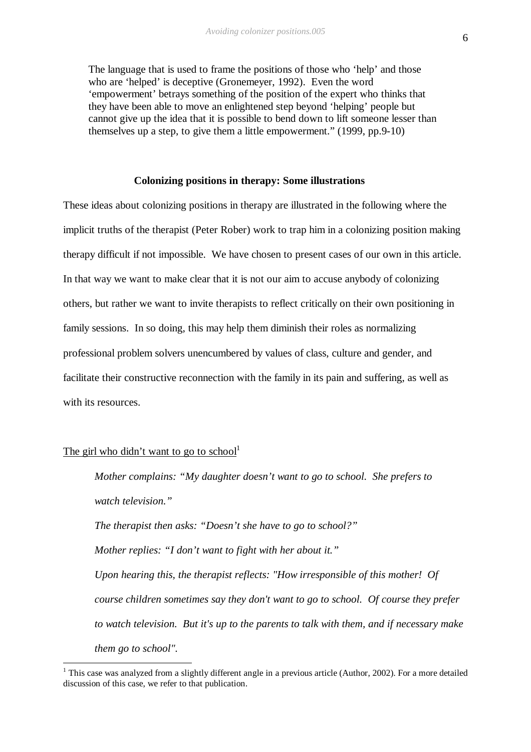> The language that is used to frame the positions of those who 'help' and those who are 'helped' is deceptive (Gronemeyer, 1992). Even the word 'empowerment' betrays something of the position of the expert who thinks that they have been able to move an enlightened step beyond 'helping' people but cannot give up the idea that it is possible to bend down to lift someone lesser than themselves up a step, to give them a little empowerment." (1999, pp.9-10)

## Colonizing positions in therapy: Some illustrations

These ideas about colonizing positions in therapy are illustrated in the following where the implicit truths of the therapist (Peter Rober) work to trap him in a colonizing position making therapy difficult if not impossible. We have chosen to present cases of our own in this article. In that way we want to make clear that it is not our aim to accuse anybody of colonizing others, but rather we want to invite therapists to reflect critically on their own positioning in family sessions. In so doing, this may help them diminish their roles as normalizing professional problem solvers unencumbered by values of class, culture and gender, and facilitate their constructive reconnection with the family in its pain and suffering, as well as with its resources.

### The girl who didn't want to go to school[1]

> *Mother complains: "My daughter doesn't want to go to school. She prefers to watch television."*
>
> *The therapist then asks: "Doesn't she have to go to school?"*
>
> *Mother replies: "I don't want to fight with her about it."*
>
> *Upon hearing this, the therapist reflects: "How irresponsible of this mother! Of course children sometimes say they don't want to go to school. Of course they prefer to watch television. But it's up to the parents to talk with them, and if necessary make them go to school".*

[1] This case was analyzed from a slightly different angle in a previous article (Author, 2002). For a more detailed discussion of this case, we refer to that publication.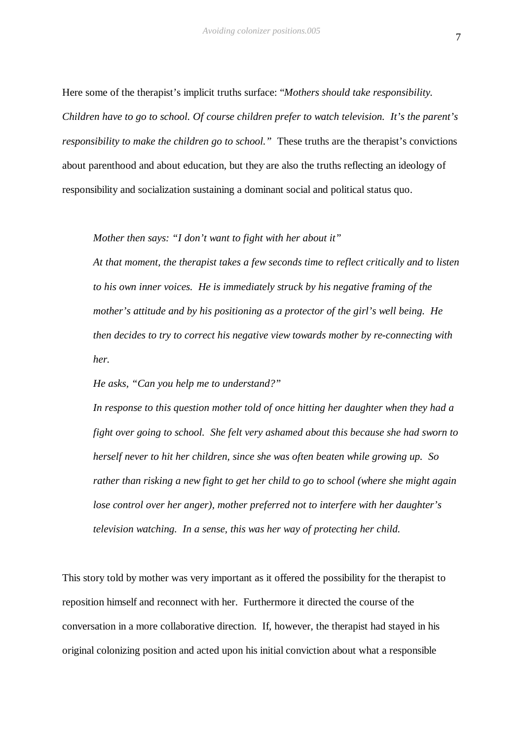Here some of the therapist's implicit truths surface: "*Mothers should take responsibility. Children have to go to school. Of course children prefer to watch television. It's the parent's responsibility to make the children go to school.*" These truths are the therapist's convictions about parenthood and about education, but they are also the truths reflecting an ideology of responsibility and socialization sustaining a dominant social and political status quo.

> *Mother then says: "I don't want to fight with her about it"*
>
> *At that moment, the therapist takes a few seconds time to reflect critically and to listen to his own inner voices. He is immediately struck by his negative framing of the mother's attitude and by his positioning as a protector of the girl's well being. He then decides to try to correct his negative view towards mother by re-connecting with her.*
>
> *He asks, "Can you help me to understand?"*
>
> *In response to this question mother told of once hitting her daughter when they had a fight over going to school. She felt very ashamed about this because she had sworn to herself never to hit her children, since she was often beaten while growing up. So rather than risking a new fight to get her child to go to school (where she might again lose control over her anger), mother preferred not to interfere with her daughter's television watching. In a sense, this was her way of protecting her child.*

This story told by mother was very important as it offered the possibility for the therapist to reposition himself and reconnect with her. Furthermore it directed the course of the conversation in a more collaborative direction. If, however, the therapist had stayed in his original colonizing position and acted upon his initial conviction about what a responsible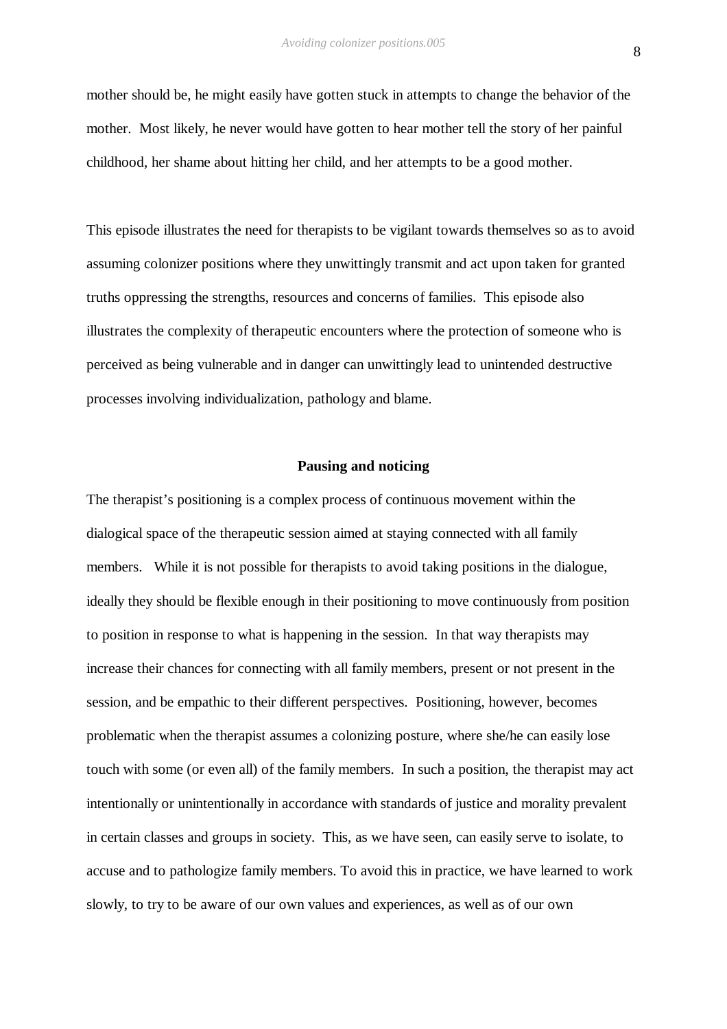mother should be, he might easily have gotten stuck in attempts to change the behavior of the mother. Most likely, he never would have gotten to hear mother tell the story of her painful childhood, her shame about hitting her child, and her attempts to be a good mother.

This episode illustrates the need for therapists to be vigilant towards themselves so as to avoid assuming colonizer positions where they unwittingly transmit and act upon taken for granted truths oppressing the strengths, resources and concerns of families. This episode also illustrates the complexity of therapeutic encounters where the protection of someone who is perceived as being vulnerable and in danger can unwittingly lead to unintended destructive processes involving individualization, pathology and blame.

## Pausing and noticing

The therapist's positioning is a complex process of continuous movement within the dialogical space of the therapeutic session aimed at staying connected with all family members. While it is not possible for therapists to avoid taking positions in the dialogue, ideally they should be flexible enough in their positioning to move continuously from position to position in response to what is happening in the session. In that way therapists may increase their chances for connecting with all family members, present or not present in the session, and be empathic to their different perspectives. Positioning, however, becomes problematic when the therapist assumes a colonizing posture, where she/he can easily lose touch with some (or even all) of the family members. In such a position, the therapist may act intentionally or unintentionally in accordance with standards of justice and morality prevalent in certain classes and groups in society. This, as we have seen, can easily serve to isolate, to accuse and to pathologize family members. To avoid this in practice, we have learned to work slowly, to try to be aware of our own values and experiences, as well as of our own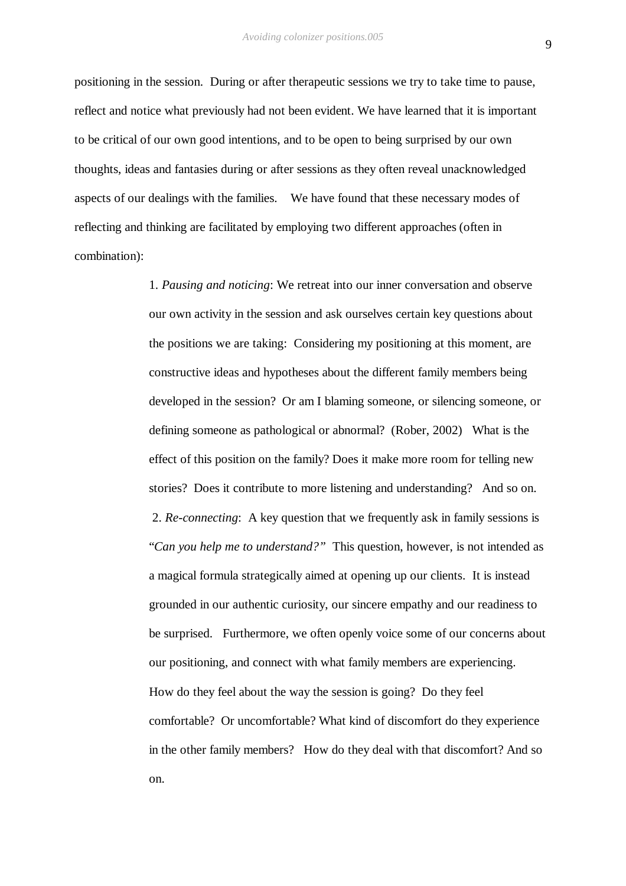positioning in the session. During or after therapeutic sessions we try to take time to pause, reflect and notice what previously had not been evident. We have learned that it is important to be critical of our own good intentions, and to be open to being surprised by our own thoughts, ideas and fantasies during or after sessions as they often reveal unacknowledged aspects of our dealings with the families. We have found that these necessary modes of reflecting and thinking are facilitated by employing two different approaches (often in combination):

1. *Pausing and noticing*: We retreat into our inner conversation and observe our own activity in the session and ask ourselves certain key questions about the positions we are taking: Considering my positioning at this moment, are constructive ideas and hypotheses about the different family members being developed in the session? Or am I blaming someone, or silencing someone, or defining someone as pathological or abnormal? (Rober, 2002) What is the effect of this position on the family? Does it make more room for telling new stories? Does it contribute to more listening and understanding? And so on.
2. *Re-connecting*: A key question that we frequently ask in family sessions is "*Can you help me to understand?"* This question, however, is not intended as a magical formula strategically aimed at opening up our clients. It is instead grounded in our authentic curiosity, our sincere empathy and our readiness to be surprised. Furthermore, we often openly voice some of our concerns about our positioning, and connect with what family members are experiencing. How do they feel about the way the session is going? Do they feel comfortable? Or uncomfortable? What kind of discomfort do they experience in the other family members? How do they deal with that discomfort? And so on.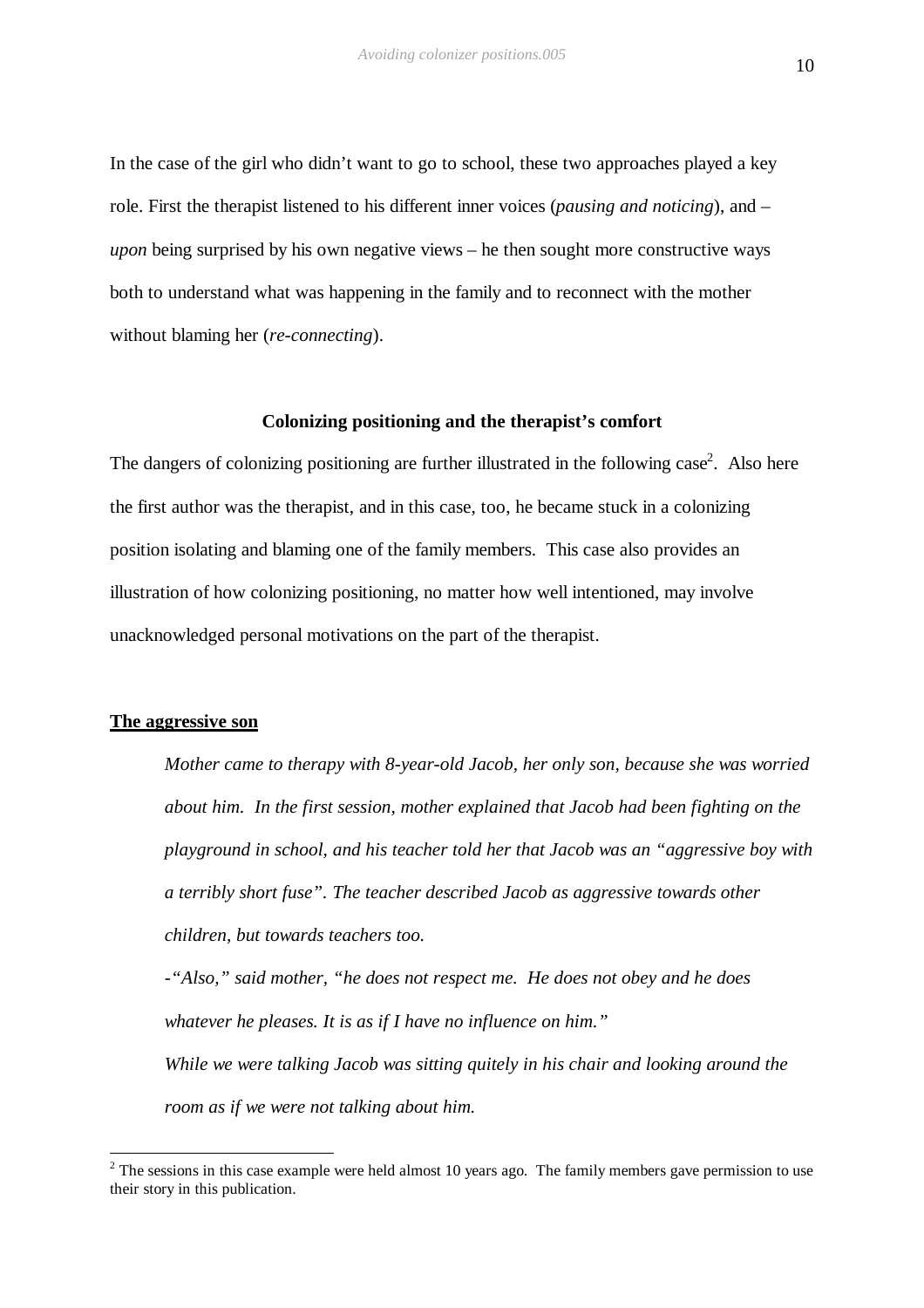In the case of the girl who didn't want to go to school, these two approaches played a key role. First the therapist listened to his different inner voices (*pausing and noticing*), and – *upon* being surprised by his own negative views – he then sought more constructive ways both to understand what was happening in the family and to reconnect with the mother without blaming her (*re-connecting*).

### Colonizing positioning and the therapist's comfort

The dangers of colonizing positioning are further illustrated in the following case[2]. Also here the first author was the therapist, and in this case, too, he became stuck in a colonizing position isolating and blaming one of the family members. This case also provides an illustration of how colonizing positioning, no matter how well intentioned, may involve unacknowledged personal motivations on the part of the therapist.

**The aggressive son**

> *Mother came to therapy with 8-year-old Jacob, her only son, because she was worried about him. In the first session, mother explained that Jacob had been fighting on the playground in school, and his teacher told her that Jacob was an "aggressive boy with a terribly short fuse". The teacher described Jacob as aggressive towards other children, but towards teachers too.*
>
> *-"Also," said mother, "he does not respect me. He does not obey and he does whatever he pleases. It is as if I have no influence on him."*
>
> *While we were talking Jacob was sitting quitely in his chair and looking around the room as if we were not talking about him.*

[2] The sessions in this case example were held almost 10 years ago. The family members gave permission to use their story in this publication.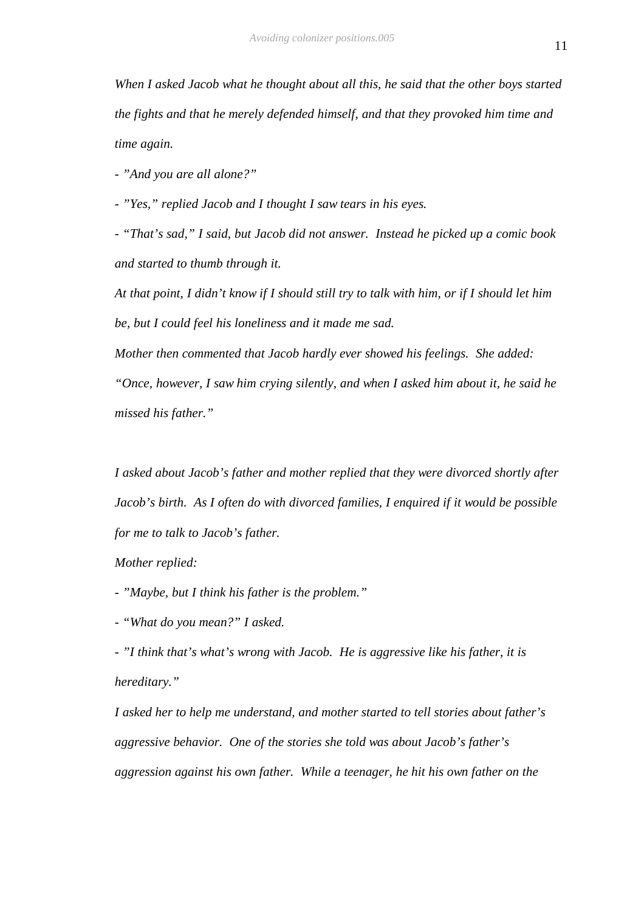*When I asked Jacob what he thought about all this, he said that the other boys started the fights and that he merely defended himself, and that they provoked him time and time again.*

*- "And you are all alone?"*

*- "Yes," replied Jacob and I thought I saw tears in his eyes.*

*- "That's sad," I said, but Jacob did not answer. Instead he picked up a comic book and started to thumb through it.*

*At that point, I didn't know if I should still try to talk with him, or if I should let him be, but I could feel his loneliness and it made me sad.*

*Mother then commented that Jacob hardly ever showed his feelings. She added: "Once, however, I saw him crying silently, and when I asked him about it, he said he missed his father."*

*I asked about Jacob's father and mother replied that they were divorced shortly after Jacob's birth. As I often do with divorced families, I enquired if it would be possible for me to talk to Jacob's father.*

*Mother replied:*

*- "Maybe, but I think his father is the problem."*

*- "What do you mean?" I asked.*

*- "I think that's what's wrong with Jacob. He is aggressive like his father, it is hereditary."*

*I asked her to help me understand, and mother started to tell stories about father's aggressive behavior. One of the stories she told was about Jacob's father's aggression against his own father. While a teenager, he hit his own father on the*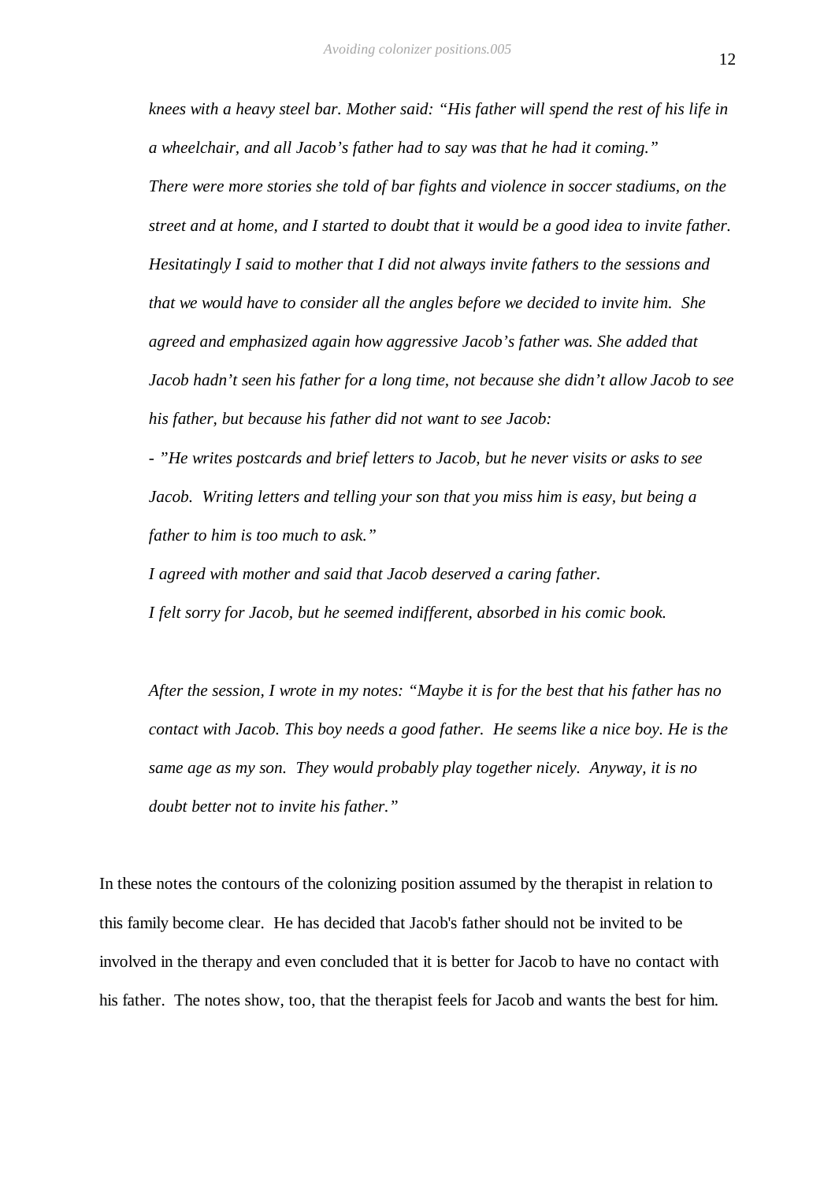*knees with a heavy steel bar. Mother said: "His father will spend the rest of his life in a wheelchair, and all Jacob's father had to say was that he had it coming."*

*There were more stories she told of bar fights and violence in soccer stadiums, on the street and at home, and I started to doubt that it would be a good idea to invite father. Hesitatingly I said to mother that I did not always invite fathers to the sessions and that we would have to consider all the angles before we decided to invite him. She agreed and emphasized again how aggressive Jacob's father was. She added that Jacob hadn't seen his father for a long time, not because she didn't allow Jacob to see his father, but because his father did not want to see Jacob:*

*- "He writes postcards and brief letters to Jacob, but he never visits or asks to see Jacob. Writing letters and telling your son that you miss him is easy, but being a father to him is too much to ask."*

*I agreed with mother and said that Jacob deserved a caring father.*

*I felt sorry for Jacob, but he seemed indifferent, absorbed in his comic book.*

*After the session, I wrote in my notes: "Maybe it is for the best that his father has no contact with Jacob. This boy needs a good father. He seems like a nice boy. He is the same age as my son. They would probably play together nicely. Anyway, it is no doubt better not to invite his father."*

In these notes the contours of the colonizing position assumed by the therapist in relation to this family become clear. He has decided that Jacob's father should not be invited to be involved in the therapy and even concluded that it is better for Jacob to have no contact with his father. The notes show, too, that the therapist feels for Jacob and wants the best for him.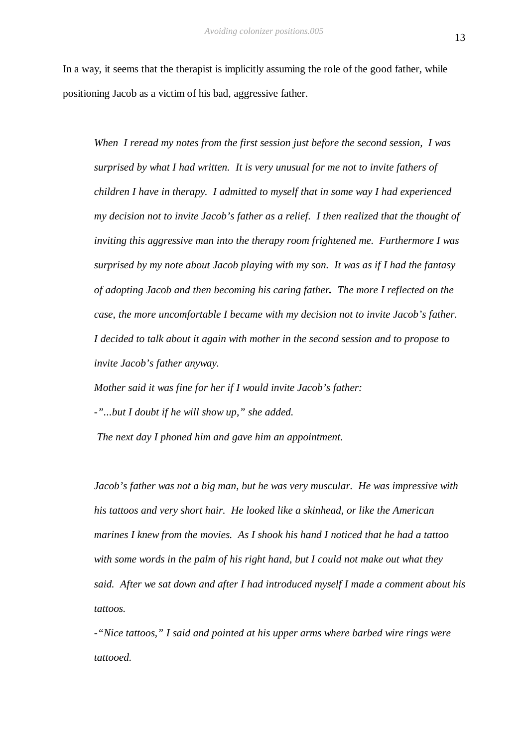In a way, it seems that the therapist is implicitly assuming the role of the good father, while positioning Jacob as a victim of his bad, aggressive father.

> *When I reread my notes from the first session just before the second session, I was surprised by what I had written. It is very unusual for me not to invite fathers of children I have in therapy. I admitted to myself that in some way I had experienced my decision not to invite Jacob's father as a relief. I then realized that the thought of inviting this aggressive man into the therapy room frightened me. Furthermore I was surprised by my note about Jacob playing with my son. It was as if I had the fantasy of adopting Jacob and then becoming his caring father.* ***.*** *The more I reflected on the case, the more uncomfortable I became with my decision not to invite Jacob's father. I decided to talk about it again with mother in the second session and to propose to invite Jacob's father anyway.*
>
> *Mother said it was fine for her if I would invite Jacob's father:*
>
> *-"...but I doubt if he will show up," she added.*
>
> *The next day I phoned him and gave him an appointment.*
>
> *Jacob's father was not a big man, but he was very muscular. He was impressive with his tattoos and very short hair. He looked like a skinhead, or like the American marines I knew from the movies. As I shook his hand I noticed that he had a tattoo with some words in the palm of his right hand, but I could not make out what they said. After we sat down and after I had introduced myself I made a comment about his tattoos.*
>
> *-"Nice tattoos," I said and pointed at his upper arms where barbed wire rings were tattooed.*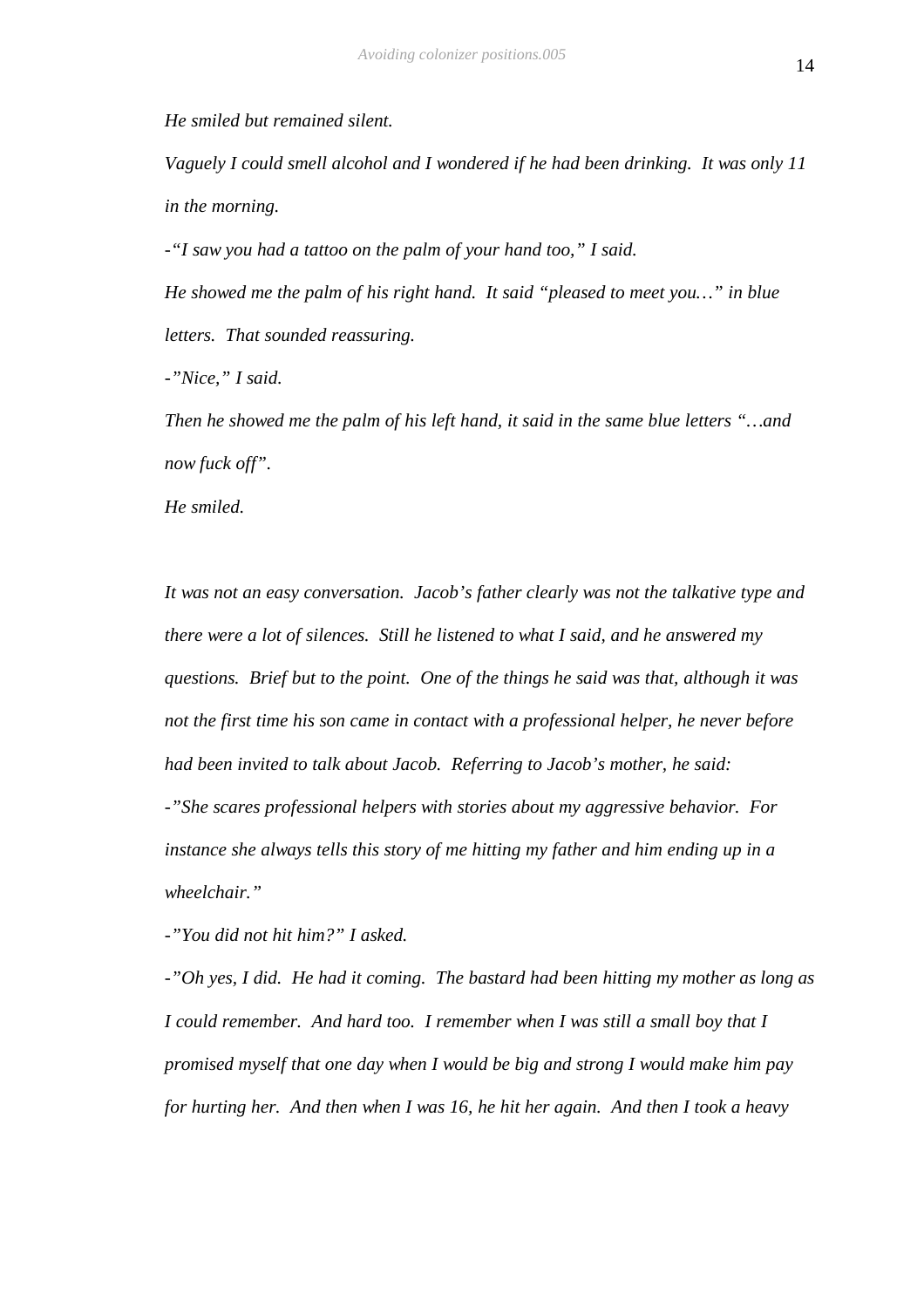*He smiled but remained silent.*

*Vaguely I could smell alcohol and I wondered if he had been drinking. It was only 11 in the morning.*

*-"I saw you had a tattoo on the palm of your hand too," I said.*

*He showed me the palm of his right hand. It said "pleased to meet you…" in blue letters. That sounded reassuring.*

*-"Nice," I said.*

*Then he showed me the palm of his left hand, it said in the same blue letters "…and now fuck off".*

*He smiled.*

*It was not an easy conversation. Jacob's father clearly was not the talkative type and there were a lot of silences. Still he listened to what I said, and he answered my questions. Brief but to the point. One of the things he said was that, although it was not the first time his son came in contact with a professional helper, he never before had been invited to talk about Jacob. Referring to Jacob's mother, he said:*

*-"She scares professional helpers with stories about my aggressive behavior. For instance she always tells this story of me hitting my father and him ending up in a wheelchair."*

*-"You did not hit him?" I asked.*

*-"Oh yes, I did. He had it coming. The bastard had been hitting my mother as long as I could remember. And hard too. I remember when I was still a small boy that I promised myself that one day when I would be big and strong I would make him pay for hurting her. And then when I was 16, he hit her again. And then I took a heavy*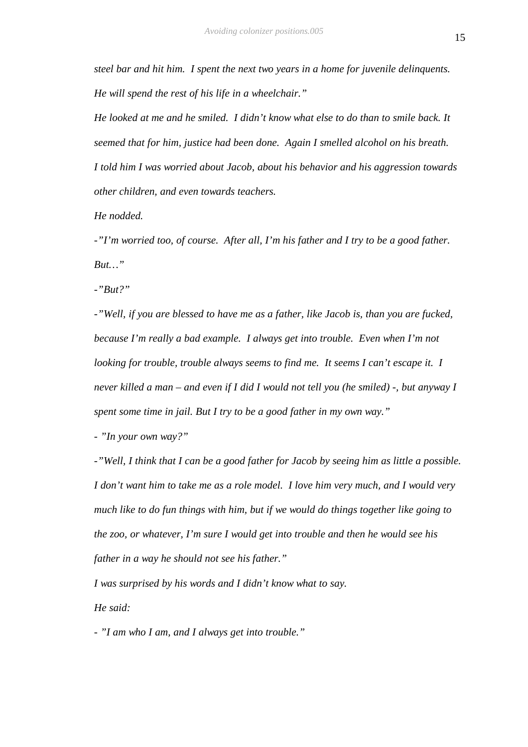*steel bar and hit him. I spent the next two years in a home for juvenile delinquents. He will spend the rest of his life in a wheelchair."*

*He looked at me and he smiled. I didn't know what else to do than to smile back. It seemed that for him, justice had been done. Again I smelled alcohol on his breath. I told him I was worried about Jacob, about his behavior and his aggression towards other children, and even towards teachers.*

*He nodded.*

*-"I'm worried too, of course. After all, I'm his father and I try to be a good father. But…"*

*-"But?"*

*-"Well, if you are blessed to have me as a father, like Jacob is, than you are fucked, because I'm really a bad example. I always get into trouble. Even when I'm not looking for trouble, trouble always seems to find me. It seems I can't escape it. I never killed a man – and even if I did I would not tell you (he smiled) -, but anyway I spent some time in jail. But I try to be a good father in my own way."*

*- "In your own way?"*

*-"Well, I think that I can be a good father for Jacob by seeing him as little a possible. I don't want him to take me as a role model. I love him very much, and I would very much like to do fun things with him, but if we would do things together like going to the zoo, or whatever, I'm sure I would get into trouble and then he would see his father in a way he should not see his father."*

*I was surprised by his words and I didn't know what to say.*

*He said:*

*- "I am who I am, and I always get into trouble."*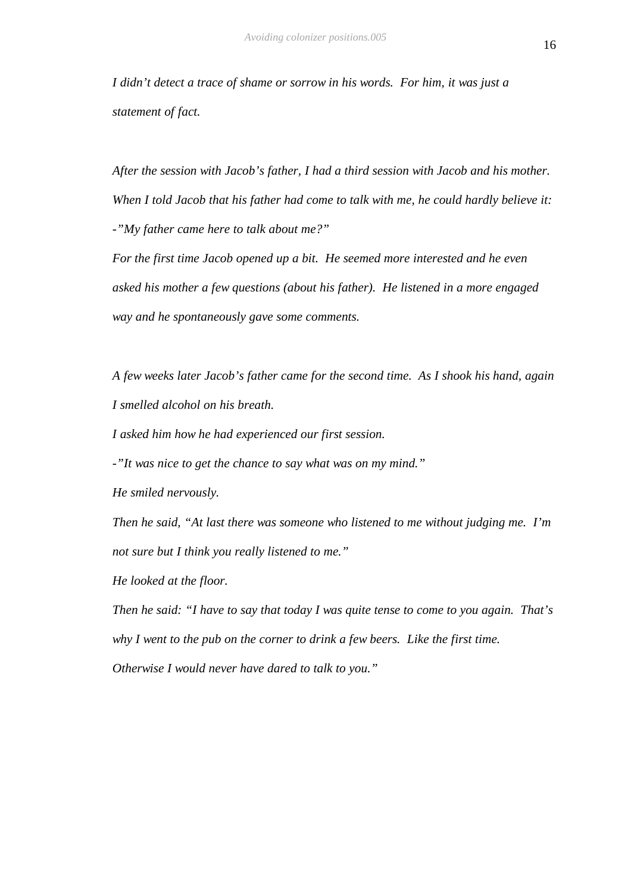*I didn't detect a trace of shame or sorrow in his words. For him, it was just a statement of fact.*

*After the session with Jacob's father, I had a third session with Jacob and his mother. When I told Jacob that his father had come to talk with me, he could hardly believe it:*

*-"My father came here to talk about me?"*

*For the first time Jacob opened up a bit. He seemed more interested and he even asked his mother a few questions (about his father). He listened in a more engaged way and he spontaneously gave some comments.*

*A few weeks later Jacob's father came for the second time. As I shook his hand, again I smelled alcohol on his breath.*

*I asked him how he had experienced our first session.*

*-"It was nice to get the chance to say what was on my mind."*

*He smiled nervously.*

*Then he said, "At last there was someone who listened to me without judging me. I'm not sure but I think you really listened to me."*

*He looked at the floor.*

*Then he said: "I have to say that today I was quite tense to come to you again. That's why I went to the pub on the corner to drink a few beers. Like the first time. Otherwise I would never have dared to talk to you."*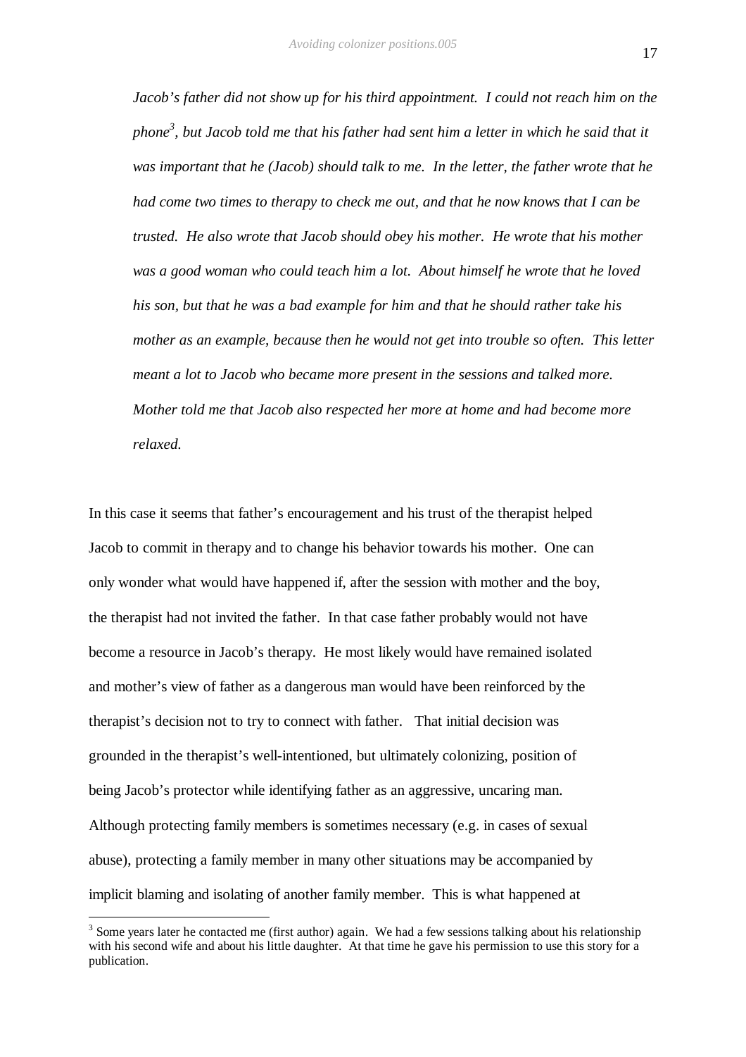*Jacob's father did not show up for his third appointment. I could not reach him on the phone*[3]*, but Jacob told me that his father had sent him a letter in which he said that it was important that he (Jacob) should talk to me. In the letter, the father wrote that he had come two times to therapy to check me out, and that he now knows that I can be trusted. He also wrote that Jacob should obey his mother. He wrote that his mother was a good woman who could teach him a lot. About himself he wrote that he loved his son, but that he was a bad example for him and that he should rather take his mother as an example, because then he would not get into trouble so often. This letter meant a lot to Jacob who became more present in the sessions and talked more. Mother told me that Jacob also respected her more at home and had become more relaxed.*

In this case it seems that father's encouragement and his trust of the therapist helped Jacob to commit in therapy and to change his behavior towards his mother. One can only wonder what would have happened if, after the session with mother and the boy, the therapist had not invited the father. In that case father probably would not have become a resource in Jacob's therapy. He most likely would have remained isolated and mother's view of father as a dangerous man would have been reinforced by the therapist's decision not to try to connect with father. That initial decision was grounded in the therapist's well-intentioned, but ultimately colonizing, position of being Jacob's protector while identifying father as an aggressive, uncaring man. Although protecting family members is sometimes necessary (e.g. in cases of sexual abuse), protecting a family member in many other situations may be accompanied by implicit blaming and isolating of another family member. This is what happened at

[3] Some years later he contacted me (first author) again. We had a few sessions talking about his relationship with his second wife and about his little daughter. At that time he gave his permission to use this story for a publication.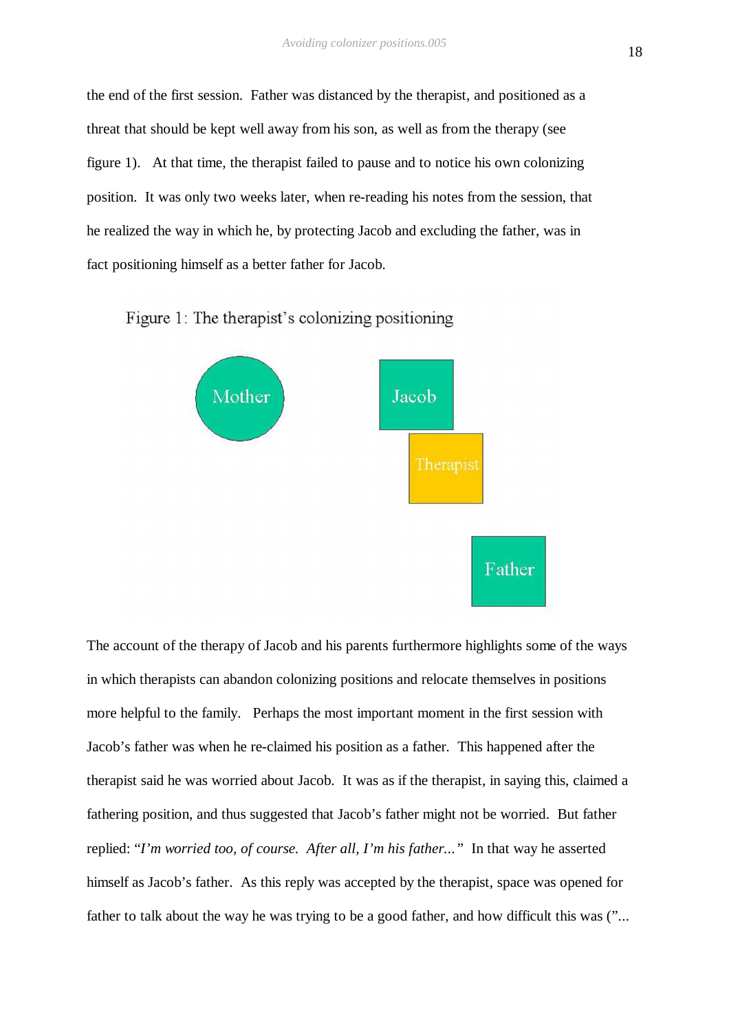the end of the first session. Father was distanced by the therapist, and positioned as a threat that should be kept well away from his son, as well as from the therapy (see figure 1). At that time, the therapist failed to pause and to notice his own colonizing position. It was only two weeks later, when re-reading his notes from the session, that he realized the way in which he, by protecting Jacob and excluding the father, was in fact positioning himself as a better father for Jacob.

Figure 1: The therapist's colonizing positioning

Mother

Jacob

Therapist

Father

The account of the therapy of Jacob and his parents furthermore highlights some of the ways in which therapists can abandon colonizing positions and relocate themselves in positions more helpful to the family. Perhaps the most important moment in the first session with Jacob's father was when he re-claimed his position as a father. This happened after the therapist said he was worried about Jacob. It was as if the therapist, in saying this, claimed a fathering position, and thus suggested that Jacob's father might not be worried. But father replied: "*I'm worried too, of course. After all, I'm his father...*" In that way he asserted himself as Jacob's father. As this reply was accepted by the therapist, space was opened for father to talk about the way he was trying to be a good father, and how difficult this was ("...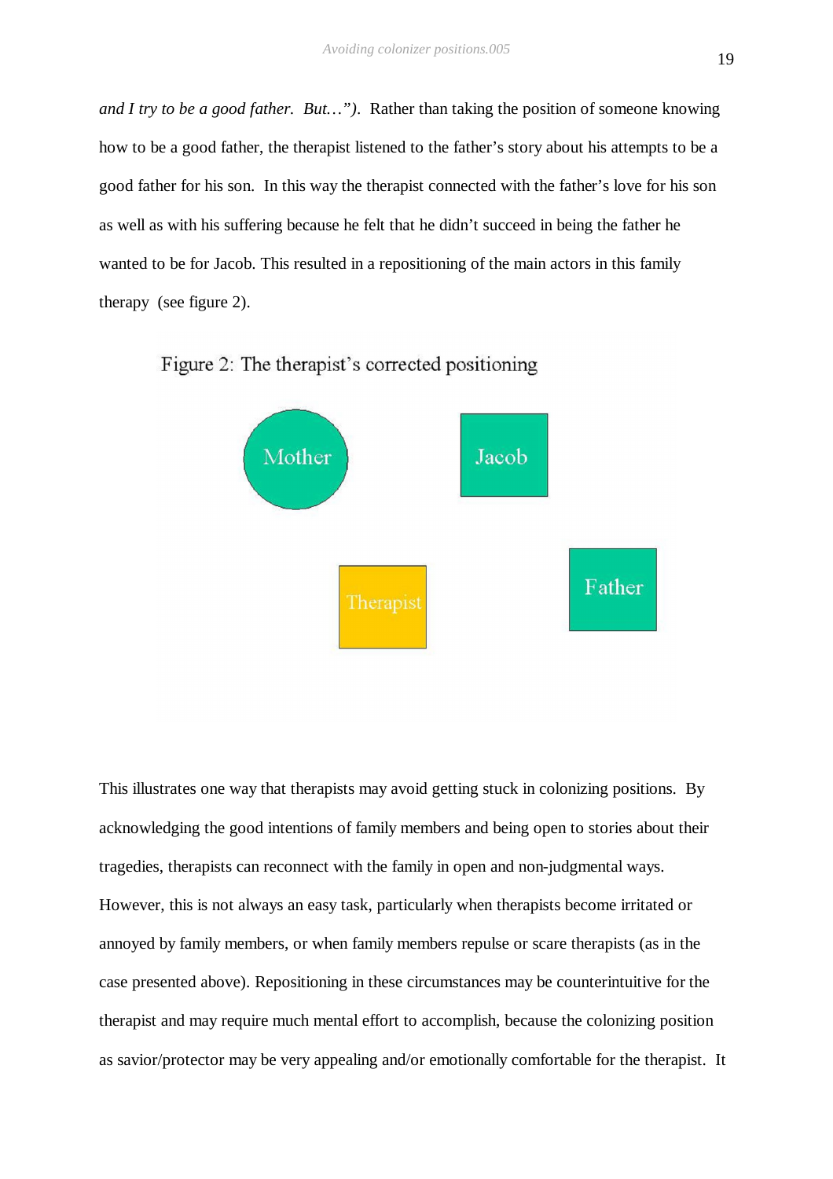*and I try to be a good father. But…").* Rather than taking the position of someone knowing how to be a good father, the therapist listened to the father's story about his attempts to be a good father for his son. In this way the therapist connected with the father's love for his son as well as with his suffering because he felt that he didn't succeed in being the father he wanted to be for Jacob. This resulted in a repositioning of the main actors in this family therapy (see figure 2).

Figure 2: The therapist's corrected positioning

Mother

Jacob

Therapist

Father

This illustrates one way that therapists may avoid getting stuck in colonizing positions. By acknowledging the good intentions of family members and being open to stories about their tragedies, therapists can reconnect with the family in open and non-judgmental ways. However, this is not always an easy task, particularly when therapists become irritated or annoyed by family members, or when family members repulse or scare therapists (as in the case presented above). Repositioning in these circumstances may be counterintuitive for the therapist and may require much mental effort to accomplish, because the colonizing position as savior/protector may be very appealing and/or emotionally comfortable for the therapist. It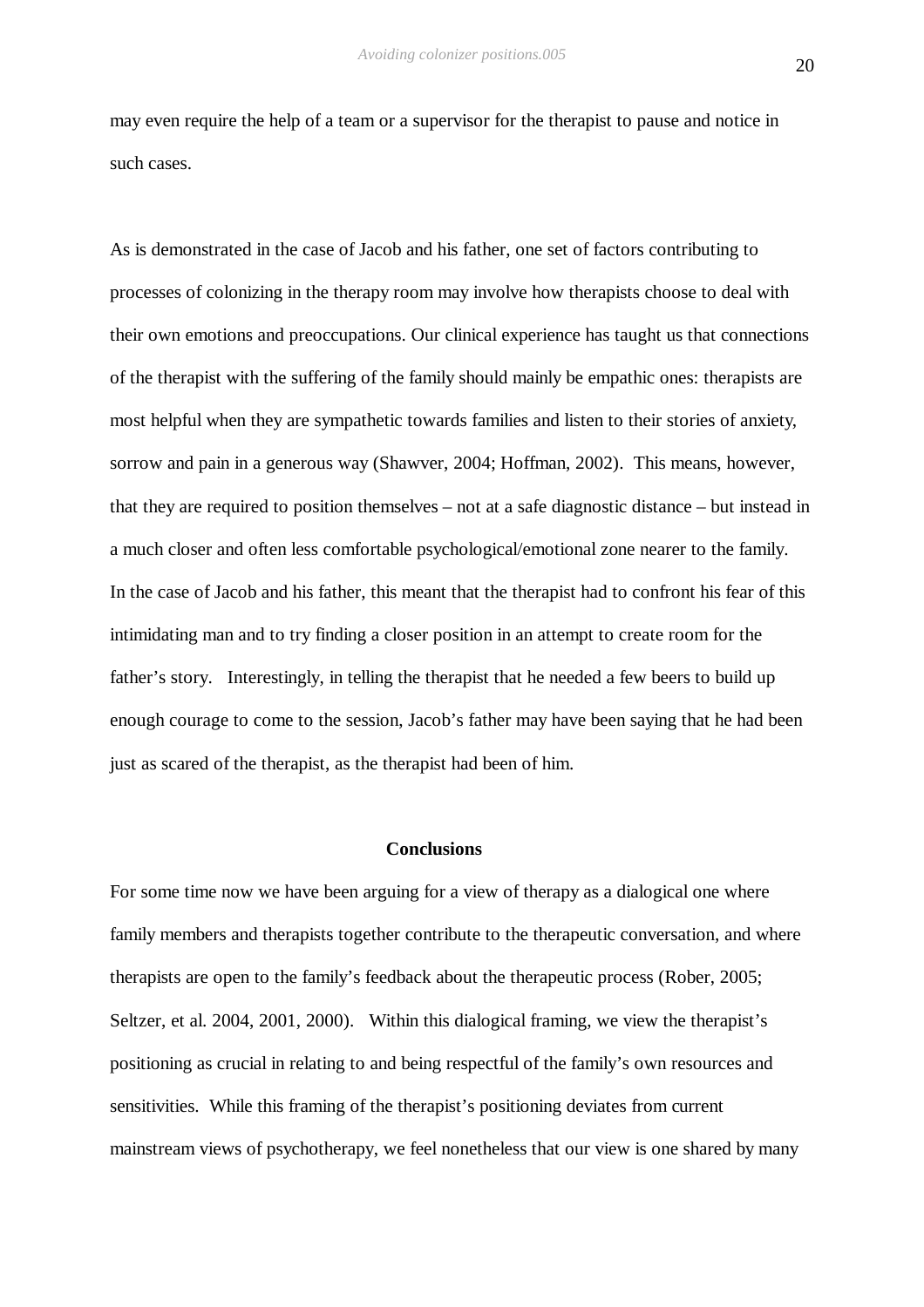may even require the help of a team or a supervisor for the therapist to pause and notice in such cases.

As is demonstrated in the case of Jacob and his father, one set of factors contributing to processes of colonizing in the therapy room may involve how therapists choose to deal with their own emotions and preoccupations. Our clinical experience has taught us that connections of the therapist with the suffering of the family should mainly be empathic ones: therapists are most helpful when they are sympathetic towards families and listen to their stories of anxiety, sorrow and pain in a generous way (Shawver, 2004; Hoffman, 2002). This means, however, that they are required to position themselves – not at a safe diagnostic distance – but instead in a much closer and often less comfortable psychological/emotional zone nearer to the family. In the case of Jacob and his father, this meant that the therapist had to confront his fear of this intimidating man and to try finding a closer position in an attempt to create room for the father's story. Interestingly, in telling the therapist that he needed a few beers to build up enough courage to come to the session, Jacob's father may have been saying that he had been just as scared of the therapist, as the therapist had been of him.

## Conclusions

For some time now we have been arguing for a view of therapy as a dialogical one where family members and therapists together contribute to the therapeutic conversation, and where therapists are open to the family's feedback about the therapeutic process (Rober, 2005; Seltzer, et al. 2004, 2001, 2000). Within this dialogical framing, we view the therapist's positioning as crucial in relating to and being respectful of the family's own resources and sensitivities. While this framing of the therapist's positioning deviates from current mainstream views of psychotherapy, we feel nonetheless that our view is one shared by many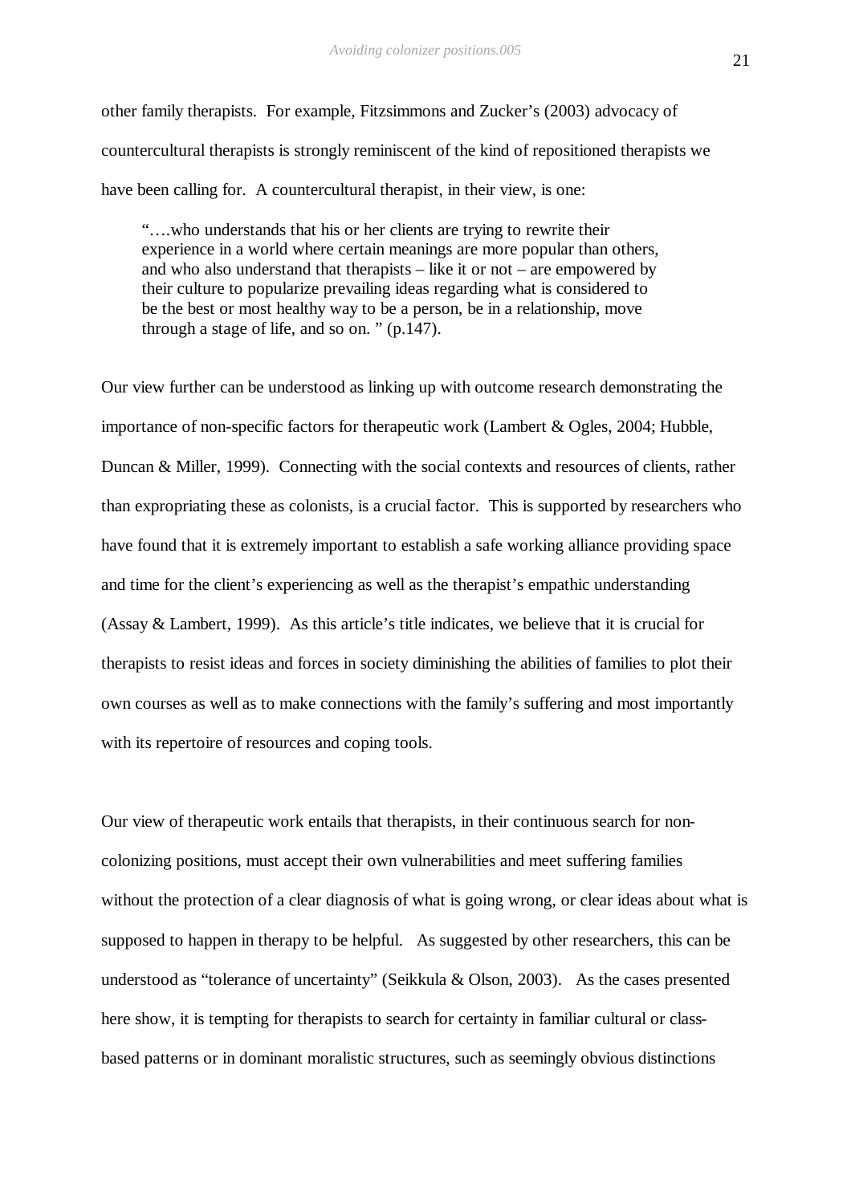other family therapists. For example, Fitzsimmons and Zucker's (2003) advocacy of countercultural therapists is strongly reminiscent of the kind of repositioned therapists we have been calling for. A countercultural therapist, in their view, is one:

> "….who understands that his or her clients are trying to rewrite their experience in a world where certain meanings are more popular than others, and who also understand that therapists – like it or not – are empowered by their culture to popularize prevailing ideas regarding what is considered to be the best or most healthy way to be a person, be in a relationship, move through a stage of life, and so on. " (p.147).

Our view further can be understood as linking up with outcome research demonstrating the importance of non-specific factors for therapeutic work (Lambert & Ogles, 2004; Hubble, Duncan & Miller, 1999). Connecting with the social contexts and resources of clients, rather than expropriating these as colonists, is a crucial factor. This is supported by researchers who have found that it is extremely important to establish a safe working alliance providing space and time for the client's experiencing as well as the therapist's empathic understanding (Assay & Lambert, 1999). As this article's title indicates, we believe that it is crucial for therapists to resist ideas and forces in society diminishing the abilities of families to plot their own courses as well as to make connections with the family's suffering and most importantly with its repertoire of resources and coping tools.

Our view of therapeutic work entails that therapists, in their continuous search for non-colonizing positions, must accept their own vulnerabilities and meet suffering families without the protection of a clear diagnosis of what is going wrong, or clear ideas about what is supposed to happen in therapy to be helpful. As suggested by other researchers, this can be understood as "tolerance of uncertainty" (Seikkula & Olson, 2003). As the cases presented here show, it is tempting for therapists to search for certainty in familiar cultural or class-based patterns or in dominant moralistic structures, such as seemingly obvious distinctions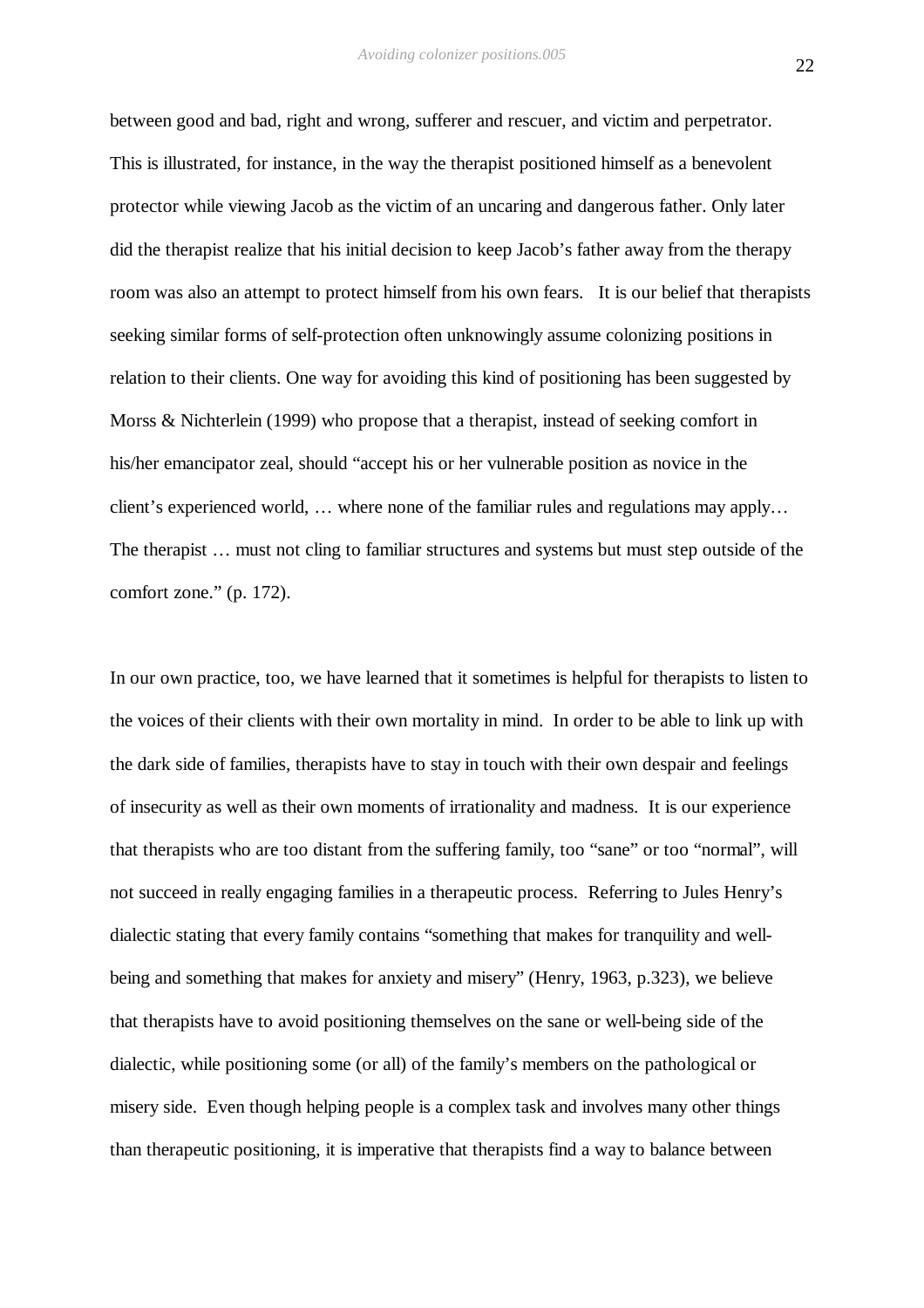between good and bad, right and wrong, sufferer and rescuer, and victim and perpetrator. This is illustrated, for instance, in the way the therapist positioned himself as a benevolent protector while viewing Jacob as the victim of an uncaring and dangerous father. Only later did the therapist realize that his initial decision to keep Jacob's father away from the therapy room was also an attempt to protect himself from his own fears. It is our belief that therapists seeking similar forms of self-protection often unknowingly assume colonizing positions in relation to their clients. One way for avoiding this kind of positioning has been suggested by Morss & Nichterlein (1999) who propose that a therapist, instead of seeking comfort in his/her emancipator zeal, should "accept his or her vulnerable position as novice in the client's experienced world, … where none of the familiar rules and regulations may apply… The therapist … must not cling to familiar structures and systems but must step outside of the comfort zone." (p. 172).

In our own practice, too, we have learned that it sometimes is helpful for therapists to listen to the voices of their clients with their own mortality in mind. In order to be able to link up with the dark side of families, therapists have to stay in touch with their own despair and feelings of insecurity as well as their own moments of irrationality and madness. It is our experience that therapists who are too distant from the suffering family, too "sane" or too "normal", will not succeed in really engaging families in a therapeutic process. Referring to Jules Henry's dialectic stating that every family contains "something that makes for tranquility and well-being and something that makes for anxiety and misery" (Henry, 1963, p.323), we believe that therapists have to avoid positioning themselves on the sane or well-being side of the dialectic, while positioning some (or all) of the family's members on the pathological or misery side. Even though helping people is a complex task and involves many other things than therapeutic positioning, it is imperative that therapists find a way to balance between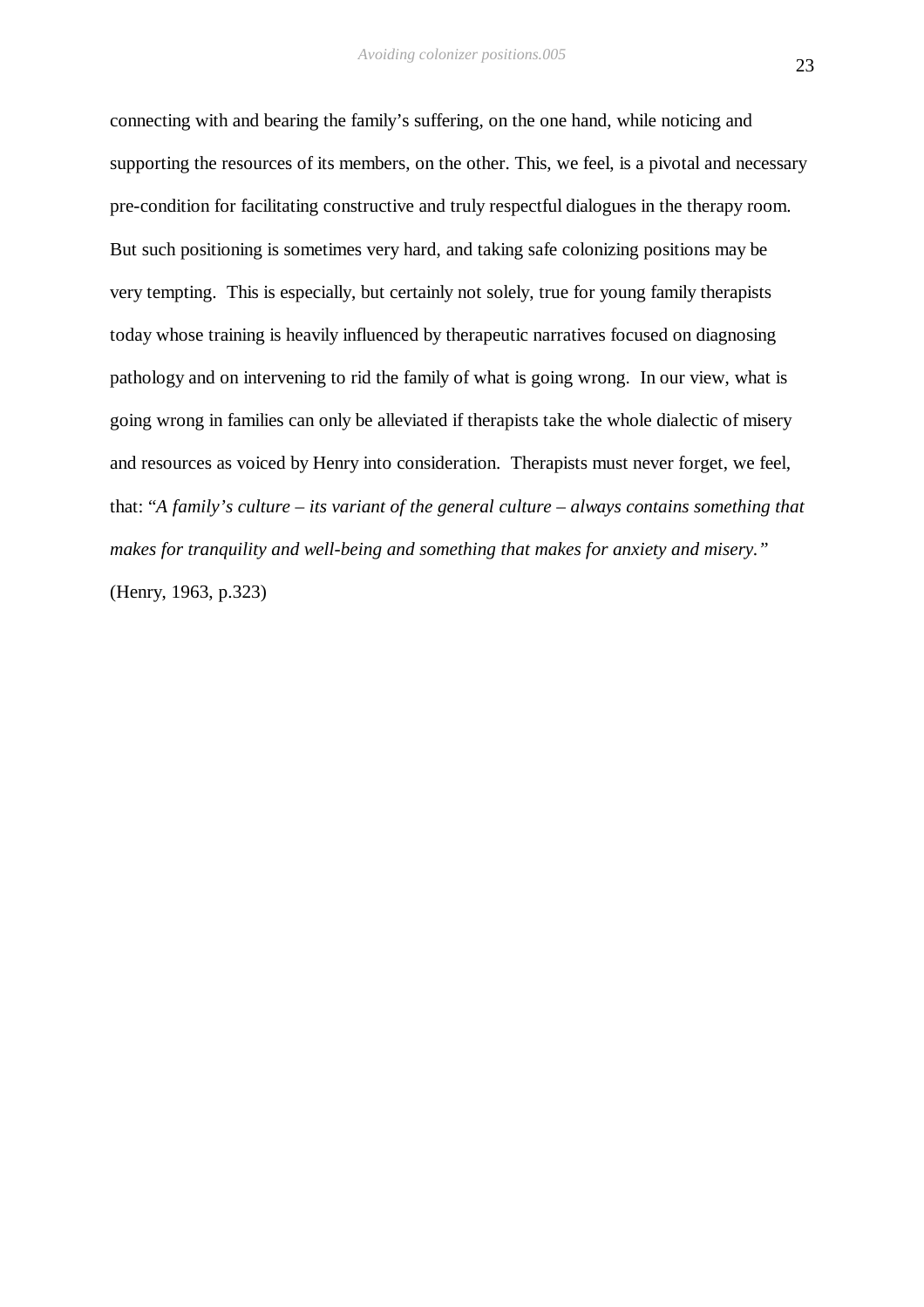connecting with and bearing the family's suffering, on the one hand, while noticing and supporting the resources of its members, on the other. This, we feel, is a pivotal and necessary pre-condition for facilitating constructive and truly respectful dialogues in the therapy room. But such positioning is sometimes very hard, and taking safe colonizing positions may be very tempting. This is especially, but certainly not solely, true for young family therapists today whose training is heavily influenced by therapeutic narratives focused on diagnosing pathology and on intervening to rid the family of what is going wrong. In our view, what is going wrong in families can only be alleviated if therapists take the whole dialectic of misery and resources as voiced by Henry into consideration. Therapists must never forget, we feel, that: "*A family's culture – its variant of the general culture – always contains something that makes for tranquility and well-being and something that makes for anxiety and misery.*" (Henry, 1963, p.323)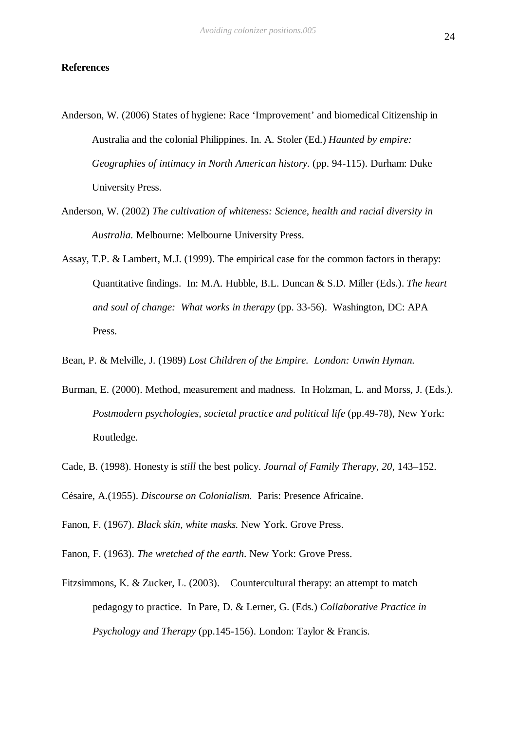**References**

Anderson, W. (2006) States of hygiene: Race 'Improvement' and biomedical Citizenship in Australia and the colonial Philippines. In. A. Stoler (Ed.) *Haunted by empire: Geographies of intimacy in North American history.* (pp. 94-115). Durham: Duke University Press.

Anderson, W. (2002) *The cultivation of whiteness: Science, health and racial diversity in Australia.* Melbourne: Melbourne University Press.

Assay, T.P. & Lambert, M.J. (1999). The empirical case for the common factors in therapy: Quantitative findings. In: M.A. Hubble, B.L. Duncan & S.D. Miller (Eds.). *The heart and soul of change: What works in therapy* (pp. 33-56). Washington, DC: APA Press.

Bean, P. & Melville, J. (1989) *Lost Children of the Empire. London: Unwin Hyman.*

Burman, E. (2000). Method, measurement and madness. In Holzman, L. and Morss, J. (Eds.). *Postmodern psychologies, societal practice and political life* (pp.49-78), New York: Routledge.

Cade, B. (1998). Honesty is *still* the best policy. *Journal of Family Therapy, 20,* 143–152.

Césaire, A.(1955). *Discourse on Colonialism.* Paris: Presence Africaine.

Fanon, F. (1967). *Black skin, white masks.* New York. Grove Press.

Fanon, F. (1963). *The wretched of the earth.* New York: Grove Press.

Fitzsimmons, K. & Zucker, L. (2003). Countercultural therapy: an attempt to match pedagogy to practice. In Pare, D. & Lerner, G. (Eds.) *Collaborative Practice in Psychology and Therapy* (pp.145-156). London: Taylor & Francis.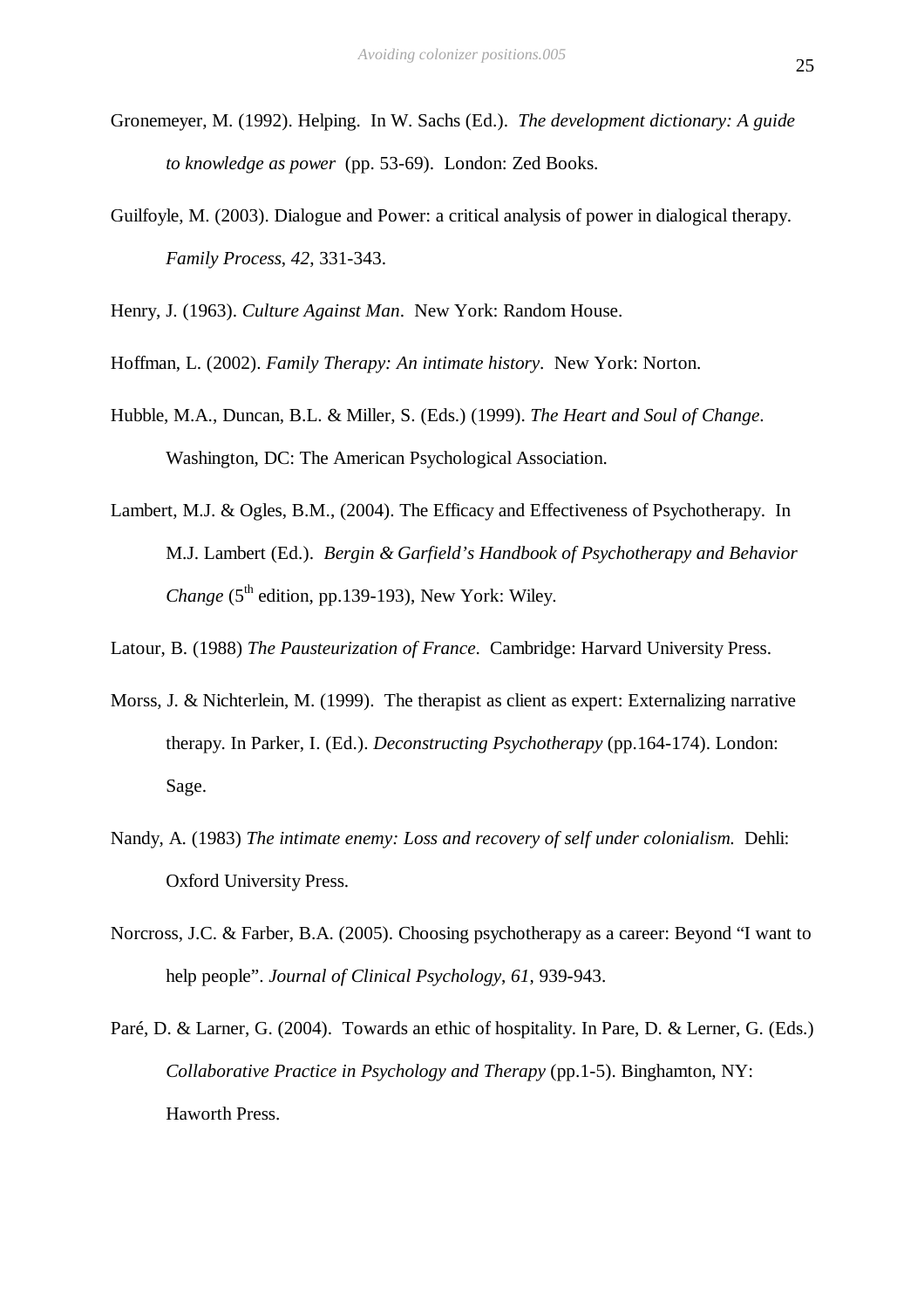Gronemeyer, M. (1992). Helping. In W. Sachs (Ed.). *The development dictionary: A guide to knowledge as power* (pp. 53-69). London: Zed Books.

Guilfoyle, M. (2003). Dialogue and Power: a critical analysis of power in dialogical therapy. *Family Process*, *42*, 331-343.

Henry, J. (1963). *Culture Against Man*. New York: Random House.

Hoffman, L. (2002). *Family Therapy: An intimate history*. New York: Norton.

Hubble, M.A., Duncan, B.L. & Miller, S. (Eds.) (1999). *The Heart and Soul of Change*. Washington, DC: The American Psychological Association.

Lambert, M.J. & Ogles, B.M., (2004). The Efficacy and Effectiveness of Psychotherapy. In M.J. Lambert (Ed.). *Bergin & Garfield's Handbook of Psychotherapy and Behavior Change* (5th edition, pp.139-193), New York: Wiley.

Latour, B. (1988) *The Pausteurization of France*. Cambridge: Harvard University Press.

Morss, J. & Nichterlein, M. (1999). The therapist as client as expert: Externalizing narrative therapy. In Parker, I. (Ed.). *Deconstructing Psychotherapy* (pp.164-174). London: Sage.

Nandy, A. (1983) *The intimate enemy: Loss and recovery of self under colonialism.* Dehli: Oxford University Press.

Norcross, J.C. & Farber, B.A. (2005). Choosing psychotherapy as a career: Beyond "I want to help people". *Journal of Clinical Psychology*, *61*, 939-943.

Paré, D. & Larner, G. (2004). Towards an ethic of hospitality. In Pare, D. & Lerner, G. (Eds.) *Collaborative Practice in Psychology and Therapy* (pp.1-5). Binghamton, NY: Haworth Press.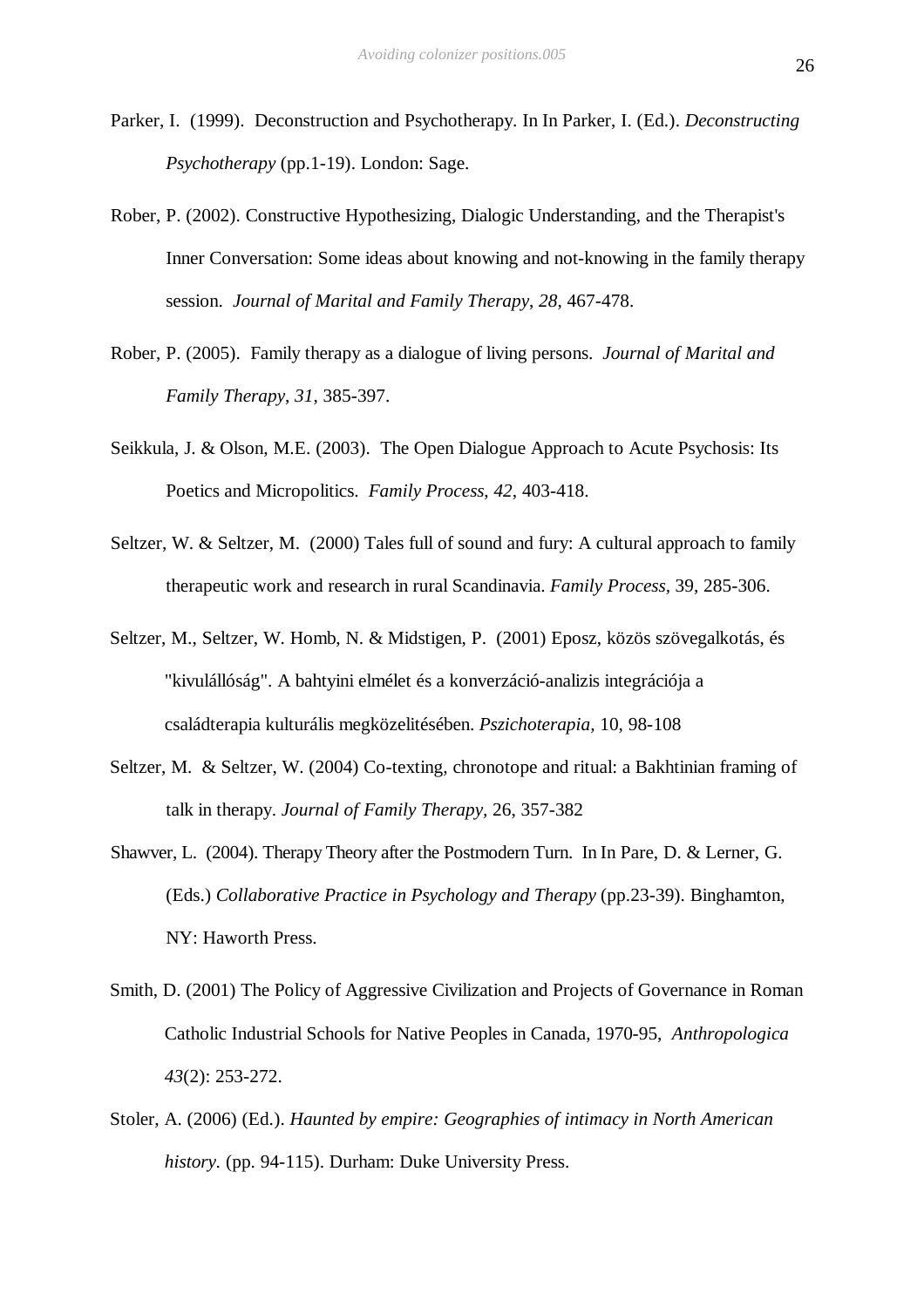Parker, I. (1999). Deconstruction and Psychotherapy. In In Parker, I. (Ed.). *Deconstructing Psychotherapy* (pp.1-19). London: Sage.

Rober, P. (2002). Constructive Hypothesizing, Dialogic Understanding, and the Therapist's Inner Conversation: Some ideas about knowing and not-knowing in the family therapy session. *Journal of Marital and Family Therapy*, *28*, 467-478.

Rober, P. (2005). Family therapy as a dialogue of living persons. *Journal of Marital and Family Therapy*, *31*, 385-397.

Seikkula, J. & Olson, M.E. (2003). The Open Dialogue Approach to Acute Psychosis: Its Poetics and Micropolitics. *Family Process*, *42*, 403-418.

Seltzer, W. & Seltzer, M. (2000) Tales full of sound and fury: A cultural approach to family therapeutic work and research in rural Scandinavia. *Family Process*, 39, 285-306.

Seltzer, M., Seltzer, W. Homb, N. & Midstigen, P. (2001) Eposz, közös szövegalkotás, és "kivulállóság". A bahtyini elmélet és a konverzáció-analizis integrációja a családterapia kulturális megközelitésében. *Pszichoterapia*, 10, 98-108

Seltzer, M. & Seltzer, W. (2004) Co-texting, chronotope and ritual: a Bakhtinian framing of talk in therapy. *Journal of Family Therapy*, 26, 357-382

Shawver, L. (2004). Therapy Theory after the Postmodern Turn. In In Pare, D. & Lerner, G. (Eds.) *Collaborative Practice in Psychology and Therapy* (pp.23-39). Binghamton, NY: Haworth Press.

Smith, D. (2001) The Policy of Aggressive Civilization and Projects of Governance in Roman Catholic Industrial Schools for Native Peoples in Canada, 1970-95, *Anthropologica 43*(2): 253-272.

Stoler, A. (2006) (Ed.). *Haunted by empire: Geographies of intimacy in North American history*. (pp. 94-115). Durham: Duke University Press.